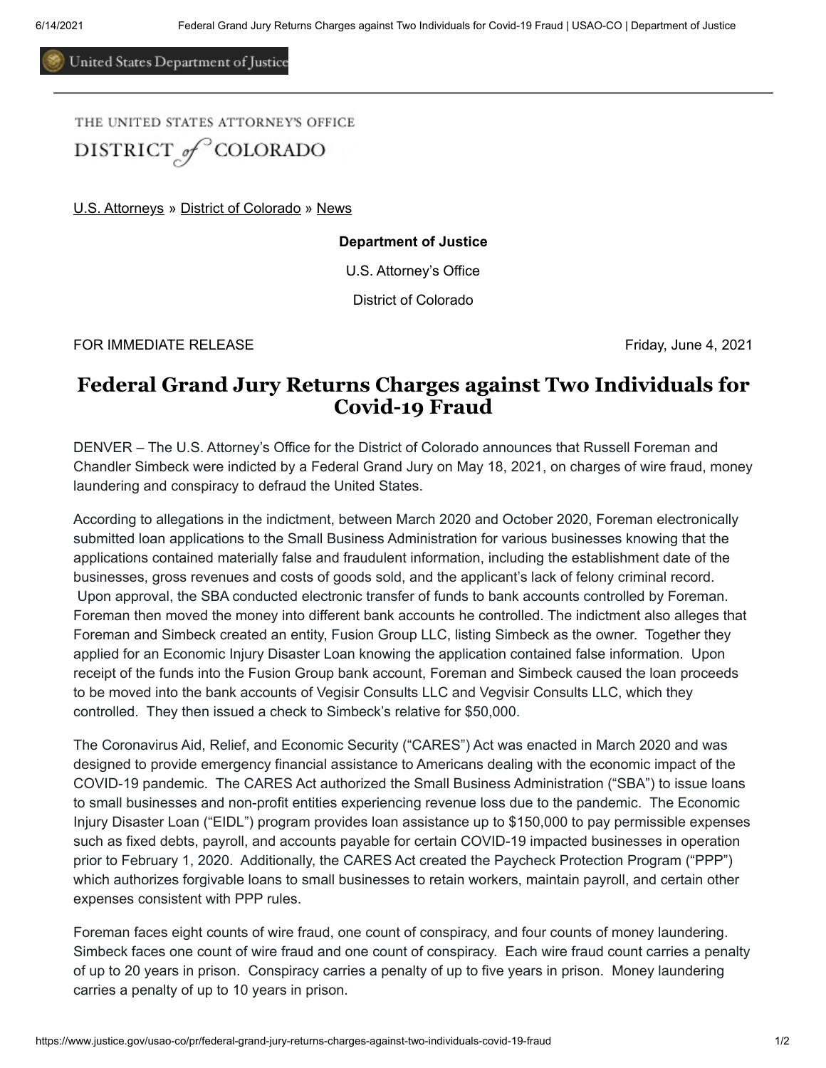United States Department of Justice

THE UNITED STATES ATTORNEY'S OFFICE

DISTRICT of COLORADO

U.S. Attorneys » District of Colorado » News

**Department of Justice**

U.S. Attorney's Office

District of Colorado

FOR IMMEDIATE RELEASE

Friday, June 4, 2021

# Federal Grand Jury Returns Charges against Two Individuals for Covid-19 Fraud

DENVER – The U.S. Attorney's Office for the District of Colorado announces that Russell Foreman and Chandler Simbeck were indicted by a Federal Grand Jury on May 18, 2021, on charges of wire fraud, money laundering and conspiracy to defraud the United States.

According to allegations in the indictment, between March 2020 and October 2020, Foreman electronically submitted loan applications to the Small Business Administration for various businesses knowing that the applications contained materially false and fraudulent information, including the establishment date of the businesses, gross revenues and costs of goods sold, and the applicant's lack of felony criminal record. Upon approval, the SBA conducted electronic transfer of funds to bank accounts controlled by Foreman. Foreman then moved the money into different bank accounts he controlled. The indictment also alleges that Foreman and Simbeck created an entity, Fusion Group LLC, listing Simbeck as the owner. Together they applied for an Economic Injury Disaster Loan knowing the application contained false information. Upon receipt of the funds into the Fusion Group bank account, Foreman and Simbeck caused the loan proceeds to be moved into the bank accounts of Vegisir Consults LLC and Vegvisir Consults LLC, which they controlled. They then issued a check to Simbeck's relative for $50,000.

The Coronavirus Aid, Relief, and Economic Security ("CARES") Act was enacted in March 2020 and was designed to provide emergency financial assistance to Americans dealing with the economic impact of the COVID-19 pandemic. The CARES Act authorized the Small Business Administration ("SBA") to issue loans to small businesses and non-profit entities experiencing revenue loss due to the pandemic. The Economic Injury Disaster Loan ("EIDL") program provides loan assistance up to $150,000 to pay permissible expenses such as fixed debts, payroll, and accounts payable for certain COVID-19 impacted businesses in operation prior to February 1, 2020. Additionally, the CARES Act created the Paycheck Protection Program ("PPP") which authorizes forgivable loans to small businesses to retain workers, maintain payroll, and certain other expenses consistent with PPP rules.

Foreman faces eight counts of wire fraud, one count of conspiracy, and four counts of money laundering. Simbeck faces one count of wire fraud and one count of conspiracy. Each wire fraud count carries a penalty of up to 20 years in prison. Conspiracy carries a penalty of up to five years in prison. Money laundering carries a penalty of up to 10 years in prison.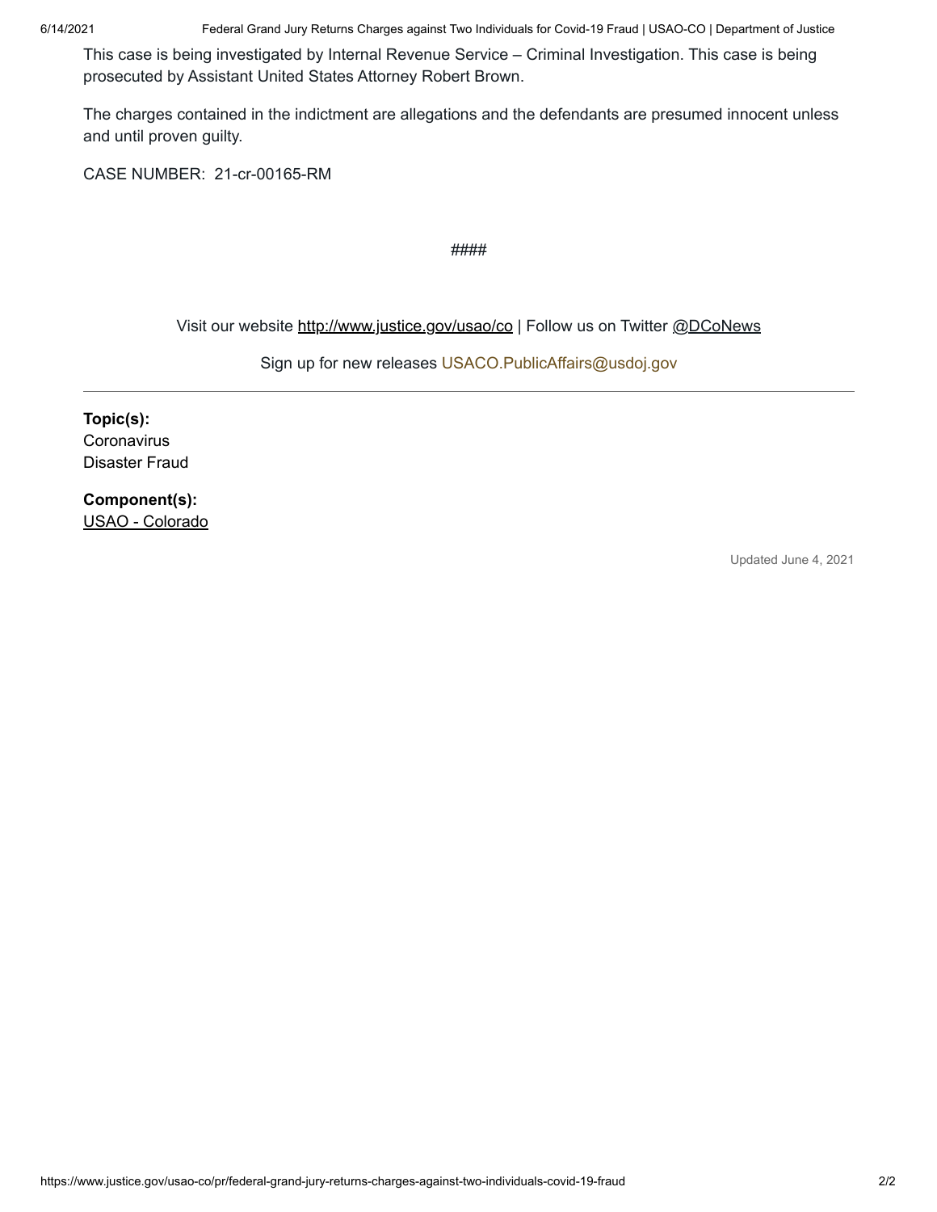This case is being investigated by Internal Revenue Service – Criminal Investigation. This case is being prosecuted by Assistant United States Attorney Robert Brown.

The charges contained in the indictment are allegations and the defendants are presumed innocent unless and until proven guilty.

CASE NUMBER: 21-cr-00165-RM

####

Visit our website http://www.justice.gov/usao/co | Follow us on Twitter @DCoNews

Sign up for new releases USACO.PublicAffairs@usdoj.gov

---

**Topic(s):**
Coronavirus
Disaster Fraud

**Component(s):**
USAO - Colorado

Updated June 4, 2021